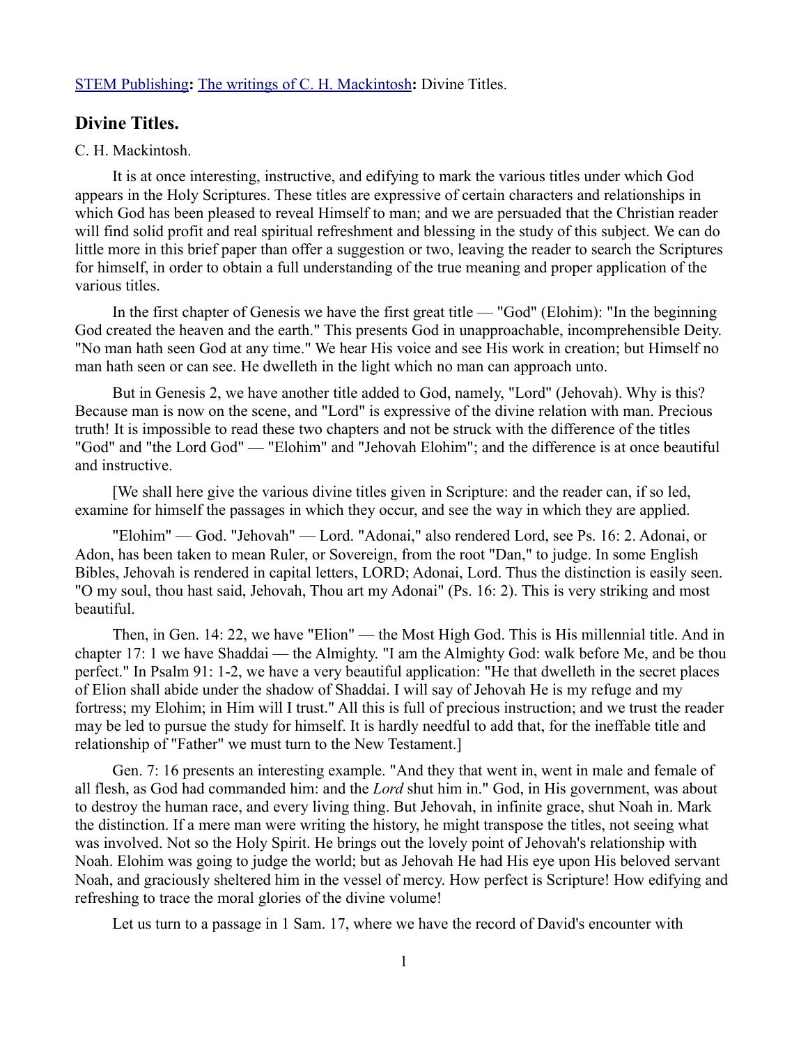STEM Publishing**:** The writings of C. H. Mackintosh**:** Divine Titles.

## Divine Titles.

C. H. Mackintosh.

It is at once interesting, instructive, and edifying to mark the various titles under which God appears in the Holy Scriptures. These titles are expressive of certain characters and relationships in which God has been pleased to reveal Himself to man; and we are persuaded that the Christian reader will find solid profit and real spiritual refreshment and blessing in the study of this subject. We can do little more in this brief paper than offer a suggestion or two, leaving the reader to search the Scriptures for himself, in order to obtain a full understanding of the true meaning and proper application of the various titles.

In the first chapter of Genesis we have the first great title — "God" (Elohim): "In the beginning God created the heaven and the earth." This presents God in unapproachable, incomprehensible Deity. "No man hath seen God at any time." We hear His voice and see His work in creation; but Himself no man hath seen or can see. He dwelleth in the light which no man can approach unto.

But in Genesis 2, we have another title added to God, namely, "Lord" (Jehovah). Why is this? Because man is now on the scene, and "Lord" is expressive of the divine relation with man. Precious truth! It is impossible to read these two chapters and not be struck with the difference of the titles "God" and "the Lord God" — "Elohim" and "Jehovah Elohim"; and the difference is at once beautiful and instructive.

[We shall here give the various divine titles given in Scripture: and the reader can, if so led, examine for himself the passages in which they occur, and see the way in which they are applied.

"Elohim" — God. "Jehovah" — Lord. "Adonai," also rendered Lord, see Ps. 16: 2. Adonai, or Adon, has been taken to mean Ruler, or Sovereign, from the root "Dan," to judge. In some English Bibles, Jehovah is rendered in capital letters, LORD; Adonai, Lord. Thus the distinction is easily seen. "O my soul, thou hast said, Jehovah, Thou art my Adonai" (Ps. 16: 2). This is very striking and most beautiful.

Then, in Gen. 14: 22, we have "Elion" — the Most High God. This is His millennial title. And in chapter 17: 1 we have Shaddai — the Almighty. "I am the Almighty God: walk before Me, and be thou perfect." In Psalm 91: 1-2, we have a very beautiful application: "He that dwelleth in the secret places of Elion shall abide under the shadow of Shaddai. I will say of Jehovah He is my refuge and my fortress; my Elohim; in Him will I trust." All this is full of precious instruction; and we trust the reader may be led to pursue the study for himself. It is hardly needful to add that, for the ineffable title and relationship of "Father" we must turn to the New Testament.]

Gen. 7: 16 presents an interesting example. "And they that went in, went in male and female of all flesh, as God had commanded him: and the *Lord* shut him in." God, in His government, was about to destroy the human race, and every living thing. But Jehovah, in infinite grace, shut Noah in. Mark the distinction. If a mere man were writing the history, he might transpose the titles, not seeing what was involved. Not so the Holy Spirit. He brings out the lovely point of Jehovah's relationship with Noah. Elohim was going to judge the world; but as Jehovah He had His eye upon His beloved servant Noah, and graciously sheltered him in the vessel of mercy. How perfect is Scripture! How edifying and refreshing to trace the moral glories of the divine volume!

Let us turn to a passage in 1 Sam. 17, where we have the record of David's encounter with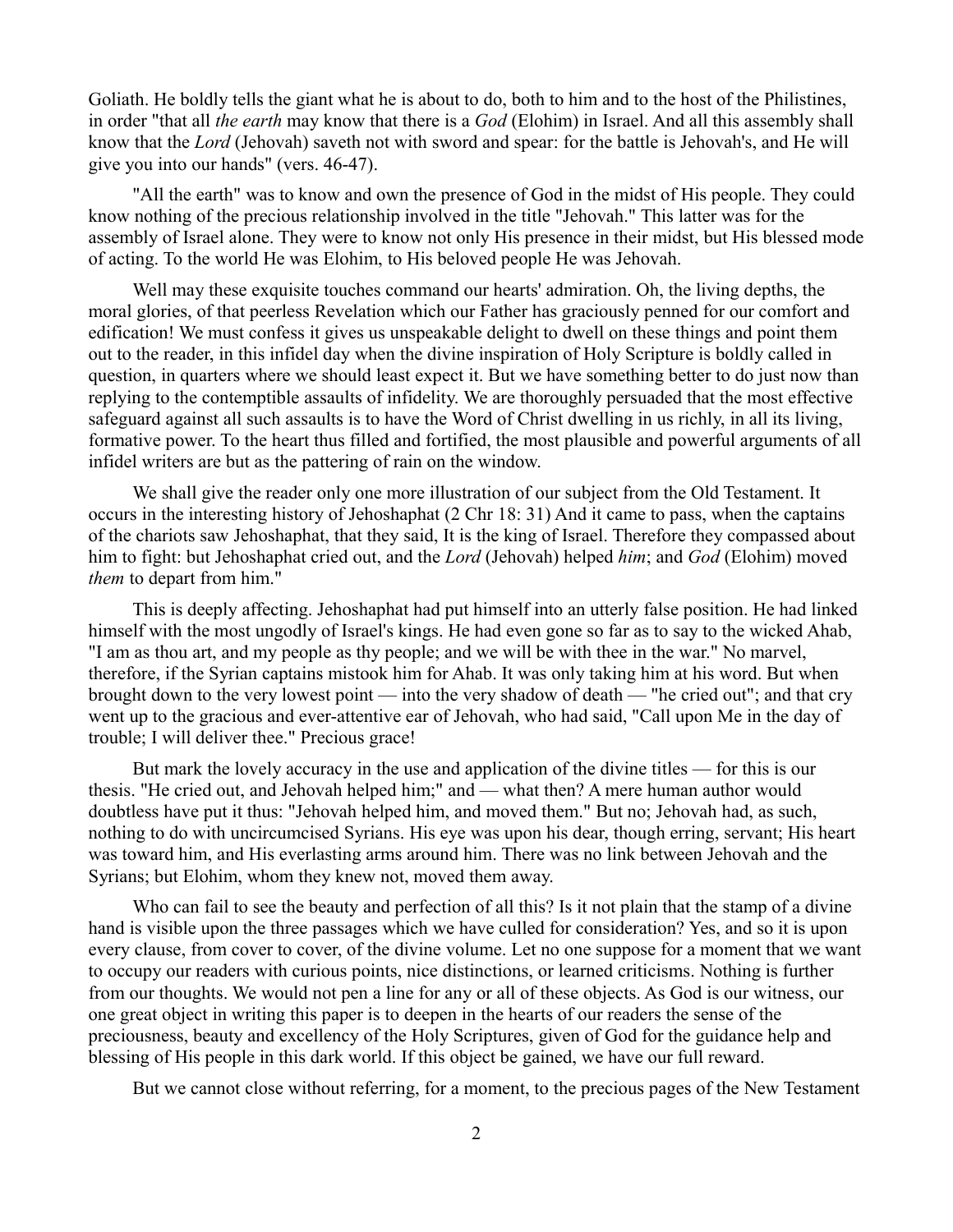Goliath. He boldly tells the giant what he is about to do, both to him and to the host of the Philistines, in order "that all *the earth* may know that there is a *God* (Elohim) in Israel. And all this assembly shall know that the *Lord* (Jehovah) saveth not with sword and spear: for the battle is Jehovah's, and He will give you into our hands" (vers. 46-47).

"All the earth" was to know and own the presence of God in the midst of His people. They could know nothing of the precious relationship involved in the title "Jehovah." This latter was for the assembly of Israel alone. They were to know not only His presence in their midst, but His blessed mode of acting. To the world He was Elohim, to His beloved people He was Jehovah.

Well may these exquisite touches command our hearts' admiration. Oh, the living depths, the moral glories, of that peerless Revelation which our Father has graciously penned for our comfort and edification! We must confess it gives us unspeakable delight to dwell on these things and point them out to the reader, in this infidel day when the divine inspiration of Holy Scripture is boldly called in question, in quarters where we should least expect it. But we have something better to do just now than replying to the contemptible assaults of infidelity. We are thoroughly persuaded that the most effective safeguard against all such assaults is to have the Word of Christ dwelling in us richly, in all its living, formative power. To the heart thus filled and fortified, the most plausible and powerful arguments of all infidel writers are but as the pattering of rain on the window.

We shall give the reader only one more illustration of our subject from the Old Testament. It occurs in the interesting history of Jehoshaphat (2 Chr 18: 31) And it came to pass, when the captains of the chariots saw Jehoshaphat, that they said, It is the king of Israel. Therefore they compassed about him to fight: but Jehoshaphat cried out, and the *Lord* (Jehovah) helped *him*; and *God* (Elohim) moved *them* to depart from him."

This is deeply affecting. Jehoshaphat had put himself into an utterly false position. He had linked himself with the most ungodly of Israel's kings. He had even gone so far as to say to the wicked Ahab, "I am as thou art, and my people as thy people; and we will be with thee in the war." No marvel, therefore, if the Syrian captains mistook him for Ahab. It was only taking him at his word. But when brought down to the very lowest point — into the very shadow of death — "he cried out"; and that cry went up to the gracious and ever-attentive ear of Jehovah, who had said, "Call upon Me in the day of trouble; I will deliver thee." Precious grace!

But mark the lovely accuracy in the use and application of the divine titles — for this is our thesis. "He cried out, and Jehovah helped him;" and — what then? A mere human author would doubtless have put it thus: "Jehovah helped him, and moved them." But no; Jehovah had, as such, nothing to do with uncircumcised Syrians. His eye was upon his dear, though erring, servant; His heart was toward him, and His everlasting arms around him. There was no link between Jehovah and the Syrians; but Elohim, whom they knew not, moved them away.

Who can fail to see the beauty and perfection of all this? Is it not plain that the stamp of a divine hand is visible upon the three passages which we have culled for consideration? Yes, and so it is upon every clause, from cover to cover, of the divine volume. Let no one suppose for a moment that we want to occupy our readers with curious points, nice distinctions, or learned criticisms. Nothing is further from our thoughts. We would not pen a line for any or all of these objects. As God is our witness, our one great object in writing this paper is to deepen in the hearts of our readers the sense of the preciousness, beauty and excellency of the Holy Scriptures, given of God for the guidance help and blessing of His people in this dark world. If this object be gained, we have our full reward.

But we cannot close without referring, for a moment, to the precious pages of the New Testament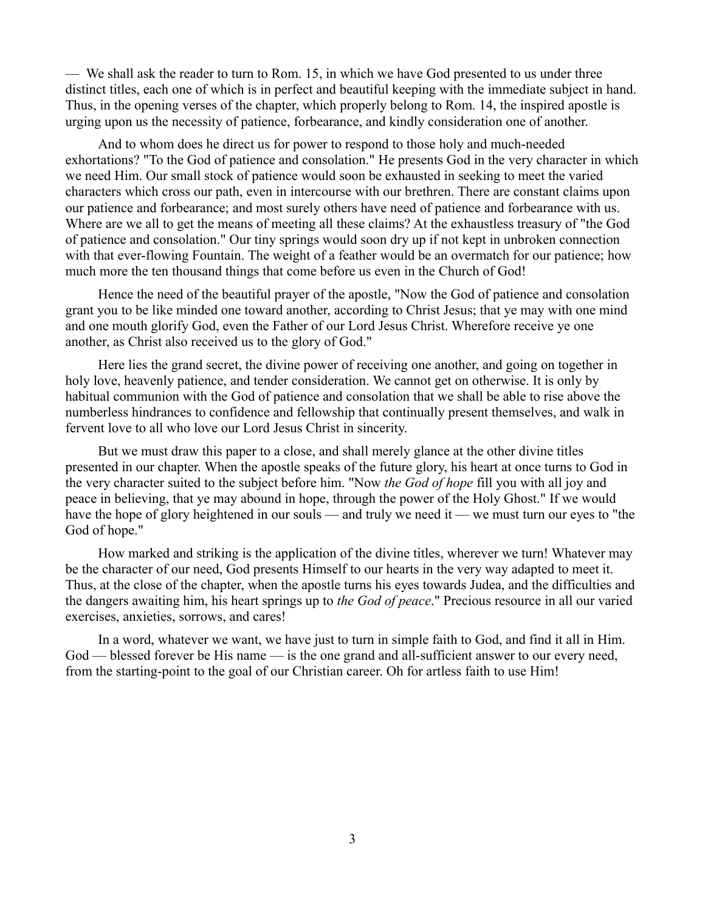— We shall ask the reader to turn to Rom. 15, in which we have God presented to us under three distinct titles, each one of which is in perfect and beautiful keeping with the immediate subject in hand. Thus, in the opening verses of the chapter, which properly belong to Rom. 14, the inspired apostle is urging upon us the necessity of patience, forbearance, and kindly consideration one of another.

And to whom does he direct us for power to respond to those holy and much-needed exhortations? "To the God of patience and consolation." He presents God in the very character in which we need Him. Our small stock of patience would soon be exhausted in seeking to meet the varied characters which cross our path, even in intercourse with our brethren. There are constant claims upon our patience and forbearance; and most surely others have need of patience and forbearance with us. Where are we all to get the means of meeting all these claims? At the exhaustless treasury of "the God of patience and consolation." Our tiny springs would soon dry up if not kept in unbroken connection with that ever-flowing Fountain. The weight of a feather would be an overmatch for our patience; how much more the ten thousand things that come before us even in the Church of God!

Hence the need of the beautiful prayer of the apostle, "Now the God of patience and consolation grant you to be like minded one toward another, according to Christ Jesus; that ye may with one mind and one mouth glorify God, even the Father of our Lord Jesus Christ. Wherefore receive ye one another, as Christ also received us to the glory of God."

Here lies the grand secret, the divine power of receiving one another, and going on together in holy love, heavenly patience, and tender consideration. We cannot get on otherwise. It is only by habitual communion with the God of patience and consolation that we shall be able to rise above the numberless hindrances to confidence and fellowship that continually present themselves, and walk in fervent love to all who love our Lord Jesus Christ in sincerity.

But we must draw this paper to a close, and shall merely glance at the other divine titles presented in our chapter. When the apostle speaks of the future glory, his heart at once turns to God in the very character suited to the subject before him. "Now *the God of hope* fill you with all joy and peace in believing, that ye may abound in hope, through the power of the Holy Ghost." If we would have the hope of glory heightened in our souls — and truly we need it — we must turn our eyes to "the God of hope."

How marked and striking is the application of the divine titles, wherever we turn! Whatever may be the character of our need, God presents Himself to our hearts in the very way adapted to meet it. Thus, at the close of the chapter, when the apostle turns his eyes towards Judea, and the difficulties and the dangers awaiting him, his heart springs up to *the God of peace*." Precious resource in all our varied exercises, anxieties, sorrows, and cares!

In a word, whatever we want, we have just to turn in simple faith to God, and find it all in Him. God — blessed forever be His name — is the one grand and all-sufficient answer to our every need, from the starting-point to the goal of our Christian career. Oh for artless faith to use Him!